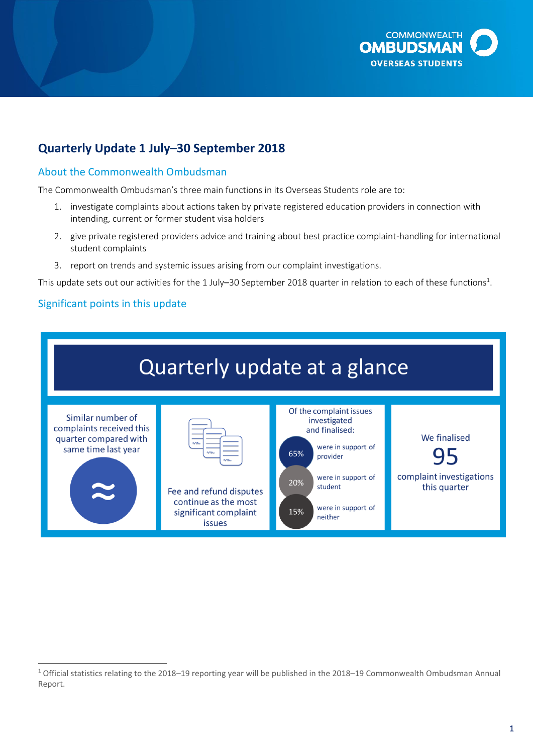# Quarterly Update 1 July–30 September 2018

## About the Commonwealth Ombudsman

The Commonwealth Ombudsman's three main functions in its Overseas Students role are to:

1. investigate complaints about actions taken by private registered education providers in connection with intending, current or former student visa holders
2. give private registered providers advice and training about best practice complaint-handling for international student complaints
3. report on trends and systemic issues arising from our complaint investigations.

This update sets out our activities for the 1 July–30 September 2018 quarter in relation to each of these functions[1].

## Significant points in this update

### Quarterly update at a glance

- Similar number of complaints received this quarter compared with same time last year ≈
- Fee and refund disputes continue as the most significant complaint issues
- Of the complaint issues investigated and finalised:
  - 65% were in support of provider
  - 20% were in support of student
  - 15% were in support of neither
- We finalised 95 complaint investigations this quarter

[1] Official statistics relating to the 2018–19 reporting year will be published in the 2018–19 Commonwealth Ombudsman Annual Report.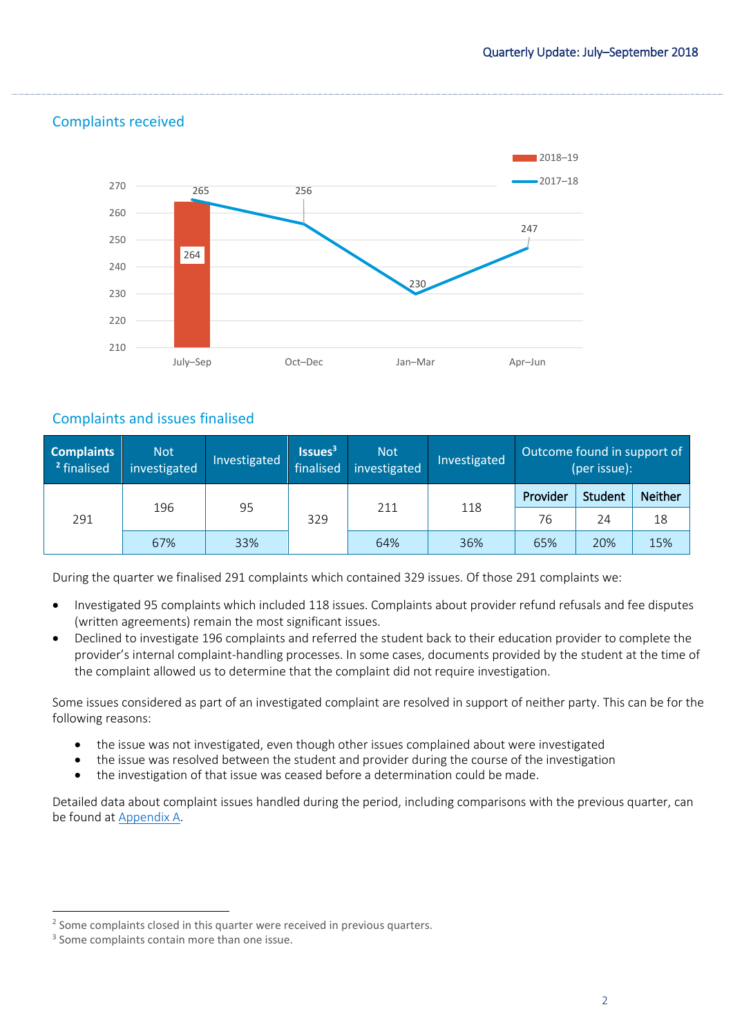## Complaints received

| | July–Sep | Oct–Dec | Jan–Mar | Apr–Jun |
|---|---|---|---|---|
| 2018–19 | 264 | | | |
| 2017–18 | 265 | 256 | 230 | 247 |

## Complaints and issues finalised

| **Complaints finalised**[2] | Not investigated | Investigated | **Issues**[3] **finalised** | Not investigated | Investigated | Outcome found in support of (per issue): | | |
|---|---|---|---|---|---|---|---|---|
| | | | | | | Provider | Student | Neither |
| 291 | 196 | 95 | 329 | 211 | 118 | 76 | 24 | 18 |
| | 67% | 33% | | 64% | 36% | 65% | 20% | 15% |

During the quarter we finalised 291 complaints which contained 329 issues. Of those 291 complaints we:

- Investigated 95 complaints which included 118 issues. Complaints about provider refund refusals and fee disputes (written agreements) remain the most significant issues.
- Declined to investigate 196 complaints and referred the student back to their education provider to complete the provider's internal complaint-handling processes. In some cases, documents provided by the student at the time of the complaint allowed us to determine that the complaint did not require investigation.

Some issues considered as part of an investigated complaint are resolved in support of neither party. This can be for the following reasons:

- the issue was not investigated, even though other issues complained about were investigated
- the issue was resolved between the student and provider during the course of the investigation
- the investigation of that issue was ceased before a determination could be made.

Detailed data about complaint issues handled during the period, including comparisons with the previous quarter, can be found at Appendix A.

---

[2] Some complaints closed in this quarter were received in previous quarters.

[3] Some complaints contain more than one issue.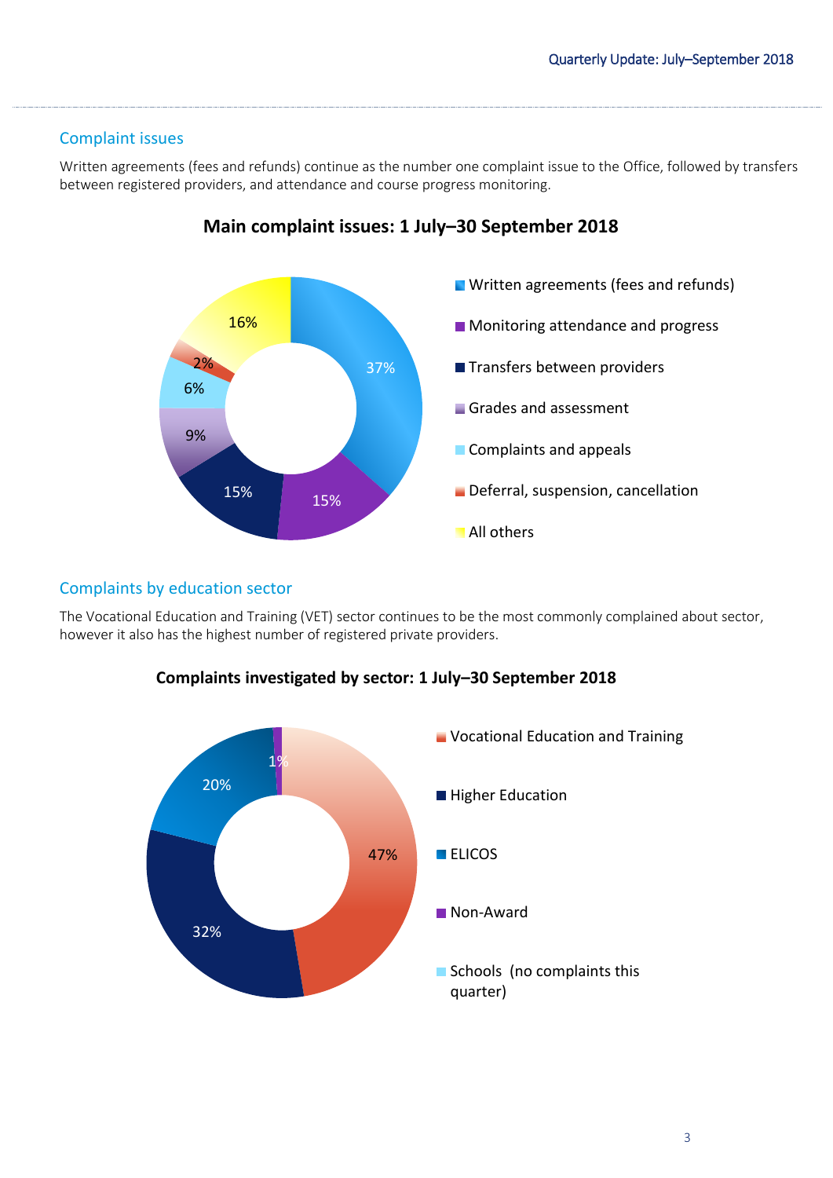## Complaint issues

Written agreements (fees and refunds) continue as the number one complaint issue to the Office, followed by transfers between registered providers, and attendance and course progress monitoring.

**Main complaint issues: 1 July–30 September 2018**

| Issue | Percentage |
|---|---|
| Written agreements (fees and refunds) | 37% |
| Monitoring attendance and progress | 15% |
| Transfers between providers | 15% |
| Grades and assessment | 9% |
| Complaints and appeals | 6% |
| Deferral, suspension, cancellation | 2% |
| All others | 16% |

## Complaints by education sector

The Vocational Education and Training (VET) sector continues to be the most commonly complained about sector, however it also has the highest number of registered private providers.

**Complaints investigated by sector: 1 July–30 September 2018**

| Sector | Percentage |
|---|---|
| Vocational Education and Training | 47% |
| Higher Education | 32% |
| ELICOS | 20% |
| Non-Award | 1% |
| Schools (no complaints this quarter) | |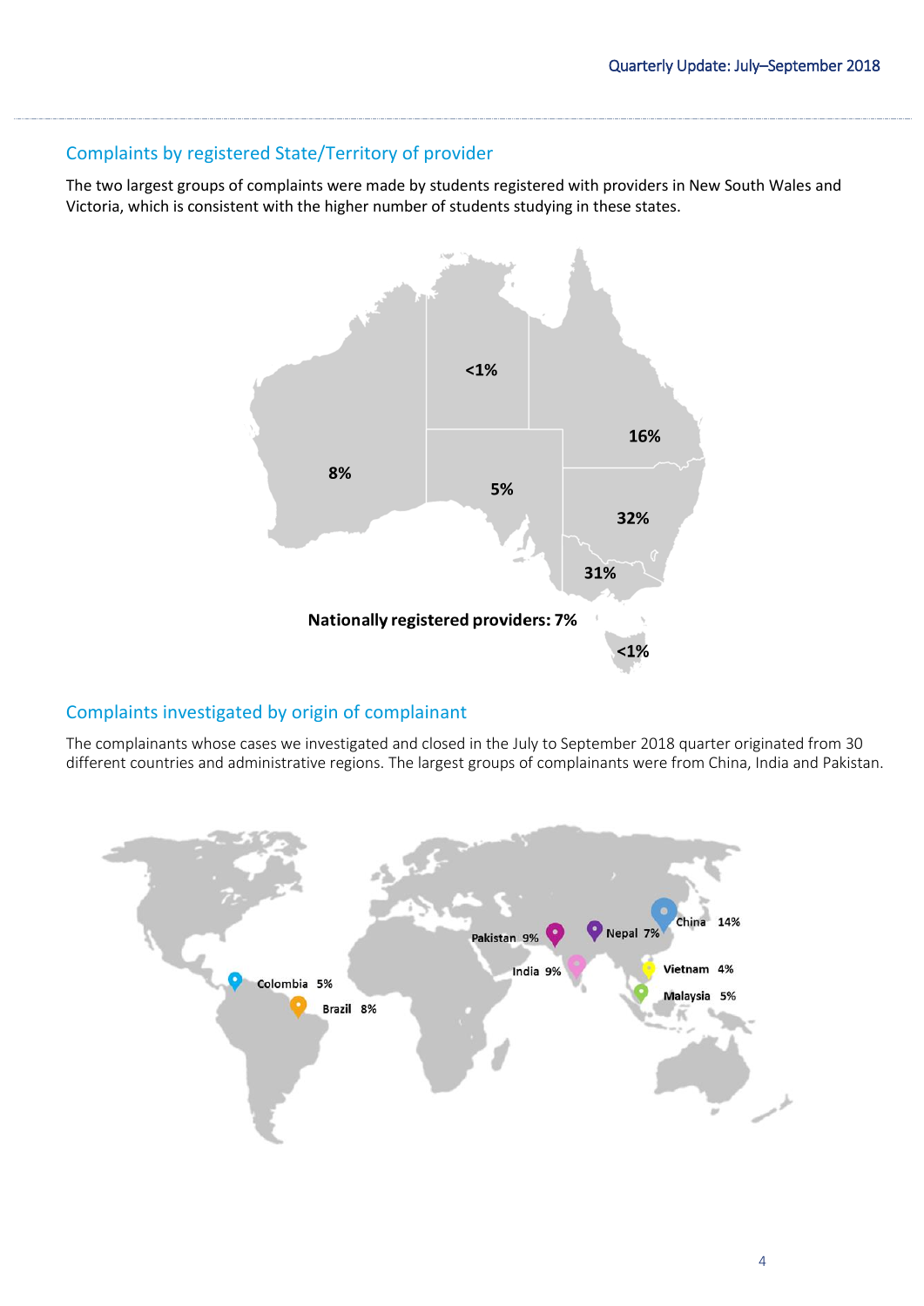## Complaints by registered State/Territory of provider

The two largest groups of complaints were made by students registered with providers in New South Wales and Victoria, which is consistent with the higher number of students studying in these states.

<1%

16%

8%

5%

32%

31%

**Nationally registered providers: 7%**

<1%

## Complaints investigated by origin of complainant

The complainants whose cases we investigated and closed in the July to September 2018 quarter originated from 30 different countries and administrative regions. The largest groups of complainants were from China, India and Pakistan.

China 14%

Pakistan 9%

Nepal 7%

India 9%

Vietnam 4%

Malaysia 5%

Colombia 5%

Brazil 8%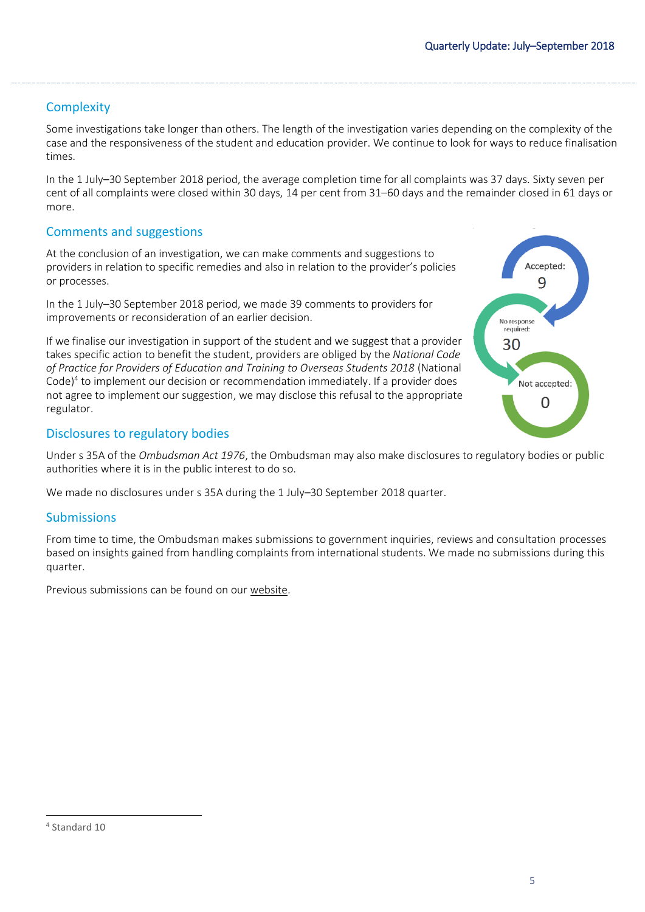## Complexity

Some investigations take longer than others. The length of the investigation varies depending on the complexity of the case and the responsiveness of the student and education provider. We continue to look for ways to reduce finalisation times.

In the 1 July–30 September 2018 period, the average completion time for all complaints was 37 days. Sixty seven per cent of all complaints were closed within 30 days, 14 per cent from 31–60 days and the remainder closed in 61 days or more.

## Comments and suggestions

At the conclusion of an investigation, we can make comments and suggestions to providers in relation to specific remedies and also in relation to the provider's policies or processes.

In the 1 July–30 September 2018 period, we made 39 comments to providers for improvements or reconsideration of an earlier decision.

Accepted: 9

No response required: 30

Not accepted: 0

If we finalise our investigation in support of the student and we suggest that a provider takes specific action to benefit the student, providers are obliged by the *National Code of Practice for Providers of Education and Training to Overseas Students 2018* (National Code)[4] to implement our decision or recommendation immediately. If a provider does not agree to implement our suggestion, we may disclose this refusal to the appropriate regulator.

## Disclosures to regulatory bodies

Under s 35A of the *Ombudsman Act 1976*, the Ombudsman may also make disclosures to regulatory bodies or public authorities where it is in the public interest to do so.

We made no disclosures under s 35A during the 1 July–30 September 2018 quarter.

## Submissions

From time to time, the Ombudsman makes submissions to government inquiries, reviews and consultation processes based on insights gained from handling complaints from international students. We made no submissions during this quarter.

Previous submissions can be found on our website.

[4] Standard 10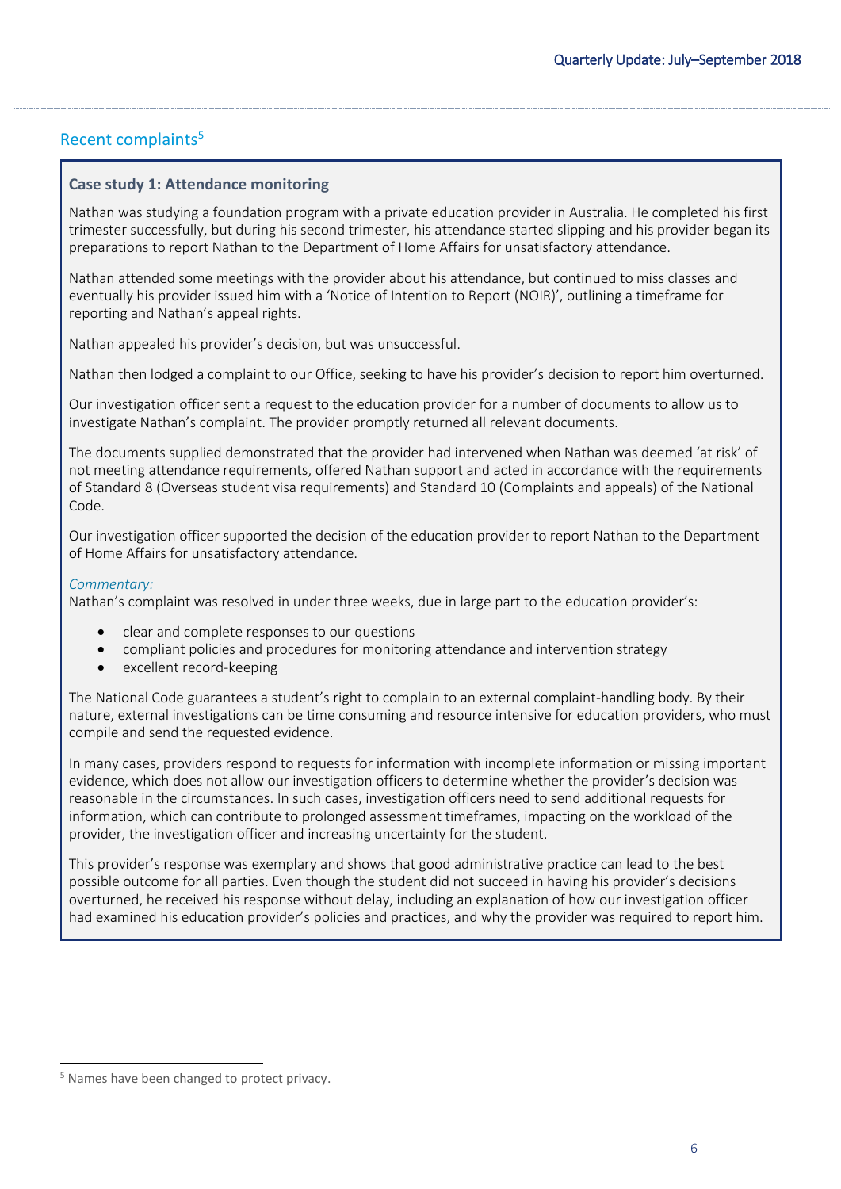## Recent complaints[5]

### Case study 1: Attendance monitoring

Nathan was studying a foundation program with a private education provider in Australia. He completed his first trimester successfully, but during his second trimester, his attendance started slipping and his provider began its preparations to report Nathan to the Department of Home Affairs for unsatisfactory attendance.

Nathan attended some meetings with the provider about his attendance, but continued to miss classes and eventually his provider issued him with a 'Notice of Intention to Report (NOIR)', outlining a timeframe for reporting and Nathan's appeal rights.

Nathan appealed his provider's decision, but was unsuccessful.

Nathan then lodged a complaint to our Office, seeking to have his provider's decision to report him overturned.

Our investigation officer sent a request to the education provider for a number of documents to allow us to investigate Nathan's complaint. The provider promptly returned all relevant documents.

The documents supplied demonstrated that the provider had intervened when Nathan was deemed 'at risk' of not meeting attendance requirements, offered Nathan support and acted in accordance with the requirements of Standard 8 (Overseas student visa requirements) and Standard 10 (Complaints and appeals) of the National Code.

Our investigation officer supported the decision of the education provider to report Nathan to the Department of Home Affairs for unsatisfactory attendance.

*Commentary:*

Nathan's complaint was resolved in under three weeks, due in large part to the education provider's:

- clear and complete responses to our questions
- compliant policies and procedures for monitoring attendance and intervention strategy
- excellent record-keeping

The National Code guarantees a student's right to complain to an external complaint-handling body. By their nature, external investigations can be time consuming and resource intensive for education providers, who must compile and send the requested evidence.

In many cases, providers respond to requests for information with incomplete information or missing important evidence, which does not allow our investigation officers to determine whether the provider's decision was reasonable in the circumstances. In such cases, investigation officers need to send additional requests for information, which can contribute to prolonged assessment timeframes, impacting on the workload of the provider, the investigation officer and increasing uncertainty for the student.

This provider's response was exemplary and shows that good administrative practice can lead to the best possible outcome for all parties. Even though the student did not succeed in having his provider's decisions overturned, he received his response without delay, including an explanation of how our investigation officer had examined his education provider's policies and practices, and why the provider was required to report him.

---

[5] Names have been changed to protect privacy.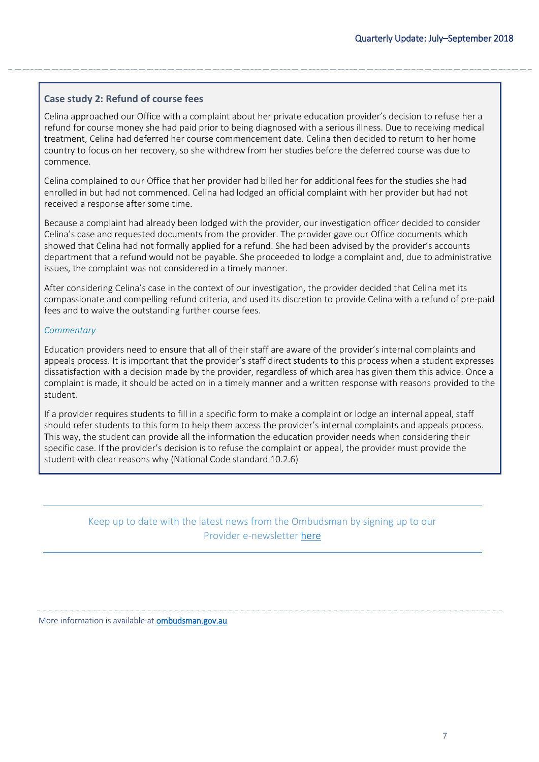### Case study 2: Refund of course fees

Celina approached our Office with a complaint about her private education provider's decision to refuse her a refund for course money she had paid prior to being diagnosed with a serious illness. Due to receiving medical treatment, Celina had deferred her course commencement date. Celina then decided to return to her home country to focus on her recovery, so she withdrew from her studies before the deferred course was due to commence.

Celina complained to our Office that her provider had billed her for additional fees for the studies she had enrolled in but had not commenced. Celina had lodged an official complaint with her provider but had not received a response after some time.

Because a complaint had already been lodged with the provider, our investigation officer decided to consider Celina's case and requested documents from the provider. The provider gave our Office documents which showed that Celina had not formally applied for a refund. She had been advised by the provider's accounts department that a refund would not be payable. She proceeded to lodge a complaint and, due to administrative issues, the complaint was not considered in a timely manner.

After considering Celina's case in the context of our investigation, the provider decided that Celina met its compassionate and compelling refund criteria, and used its discretion to provide Celina with a refund of pre-paid fees and to waive the outstanding further course fees.

*Commentary*

Education providers need to ensure that all of their staff are aware of the provider's internal complaints and appeals process. It is important that the provider's staff direct students to this process when a student expresses dissatisfaction with a decision made by the provider, regardless of which area has given them this advice. Once a complaint is made, it should be acted on in a timely manner and a written response with reasons provided to the student.

If a provider requires students to fill in a specific form to make a complaint or lodge an internal appeal, staff should refer students to this form to help them access the provider's internal complaints and appeals process. This way, the student can provide all the information the education provider needs when considering their specific case. If the provider's decision is to refuse the complaint or appeal, the provider must provide the student with clear reasons why (National Code standard 10.2.6)

---

Keep up to date with the latest news from the Ombudsman by signing up to our Provider e-newsletter [here]

---

More information is available at **ombudsman.gov.au**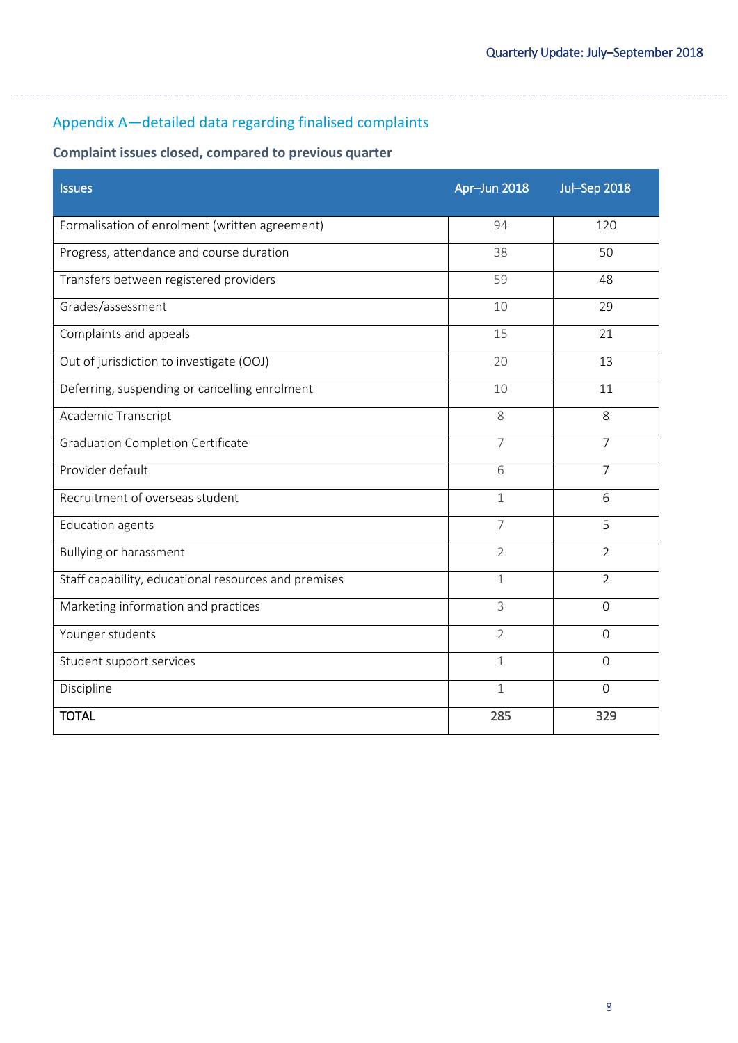## Appendix A—detailed data regarding finalised complaints

### Complaint issues closed, compared to previous quarter

| Issues | Apr–Jun 2018 | Jul–Sep 2018 |
| --- | --- | --- |
| Formalisation of enrolment (written agreement) | 94 | 120 |
| Progress, attendance and course duration | 38 | 50 |
| Transfers between registered providers | 59 | 48 |
| Grades/assessment | 10 | 29 |
| Complaints and appeals | 15 | 21 |
| Out of jurisdiction to investigate (OOJ) | 20 | 13 |
| Deferring, suspending or cancelling enrolment | 10 | 11 |
| Academic Transcript | 8 | 8 |
| Graduation Completion Certificate | 7 | 7 |
| Provider default | 6 | 7 |
| Recruitment of overseas student | 1 | 6 |
| Education agents | 7 | 5 |
| Bullying or harassment | 2 | 2 |
| Staff capability, educational resources and premises | 1 | 2 |
| Marketing information and practices | 3 | 0 |
| Younger students | 2 | 0 |
| Student support services | 1 | 0 |
| Discipline | 1 | 0 |
| **TOTAL** | **285** | **329** |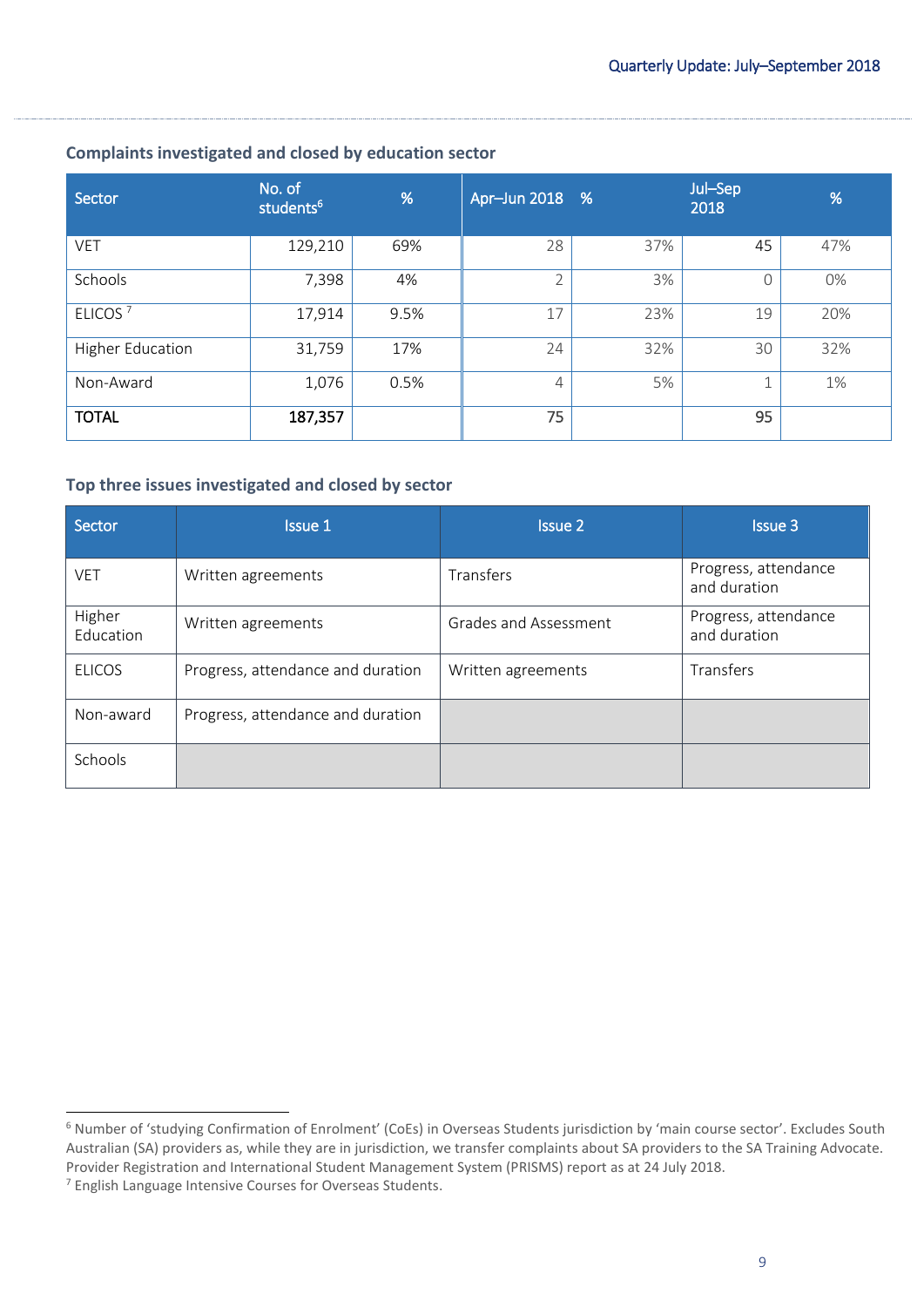### Complaints investigated and closed by education sector

| Sector | No. of students[6] | % | Apr–Jun 2018 | % | Jul–Sep 2018 | % |
|---|---|---|---|---|---|---|
| VET | 129,210 | 69% | 28 | 37% | 45 | 47% |
| Schools | 7,398 | 4% | 2 | 3% | 0 | 0% |
| ELICOS [7] | 17,914 | 9.5% | 17 | 23% | 19 | 20% |
| Higher Education | 31,759 | 17% | 24 | 32% | 30 | 32% |
| Non-Award | 1,076 | 0.5% | 4 | 5% | 1 | 1% |
| **TOTAL** | **187,357** | | 75 | | 95 | |

### Top three issues investigated and closed by sector

| Sector | Issue 1 | Issue 2 | Issue 3 |
|---|---|---|---|
| VET | Written agreements | Transfers | Progress, attendance and duration |
| Higher Education | Written agreements | Grades and Assessment | Progress, attendance and duration |
| ELICOS | Progress, attendance and duration | Written agreements | Transfers |
| Non-award | Progress, attendance and duration | | |
| Schools | | | |

[6] Number of 'studying Confirmation of Enrolment' (CoEs) in Overseas Students jurisdiction by 'main course sector'. Excludes South Australian (SA) providers as, while they are in jurisdiction, we transfer complaints about SA providers to the SA Training Advocate. Provider Registration and International Student Management System (PRISMS) report as at 24 July 2018.

[7] English Language Intensive Courses for Overseas Students.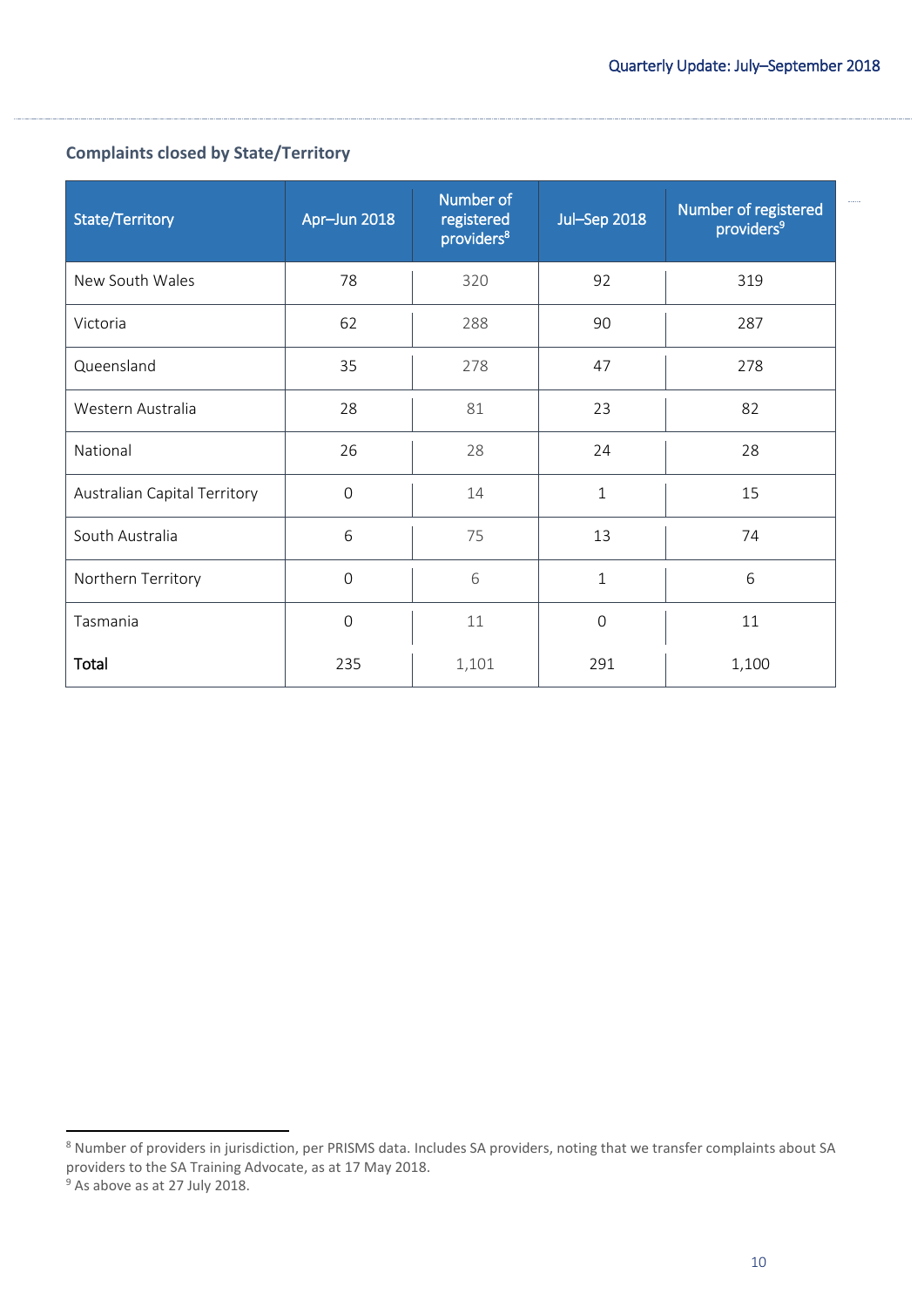### Complaints closed by State/Territory

| State/Territory | Apr–Jun 2018 | Number of registered providers[8] | Jul–Sep 2018 | Number of registered providers[9] |
|---|---|---|---|---|
| New South Wales | 78 | 320 | 92 | 319 |
| Victoria | 62 | 288 | 90 | 287 |
| Queensland | 35 | 278 | 47 | 278 |
| Western Australia | 28 | 81 | 23 | 82 |
| National | 26 | 28 | 24 | 28 |
| Australian Capital Territory | 0 | 14 | 1 | 15 |
| South Australia | 6 | 75 | 13 | 74 |
| Northern Territory | 0 | 6 | 1 | 6 |
| Tasmania | 0 | 11 | 0 | 11 |
| **Total** | 235 | 1,101 | 291 | 1,100 |

[8] Number of providers in jurisdiction, per PRISMS data. Includes SA providers, noting that we transfer complaints about SA providers to the SA Training Advocate, as at 17 May 2018.

[9] As above as at 27 July 2018.